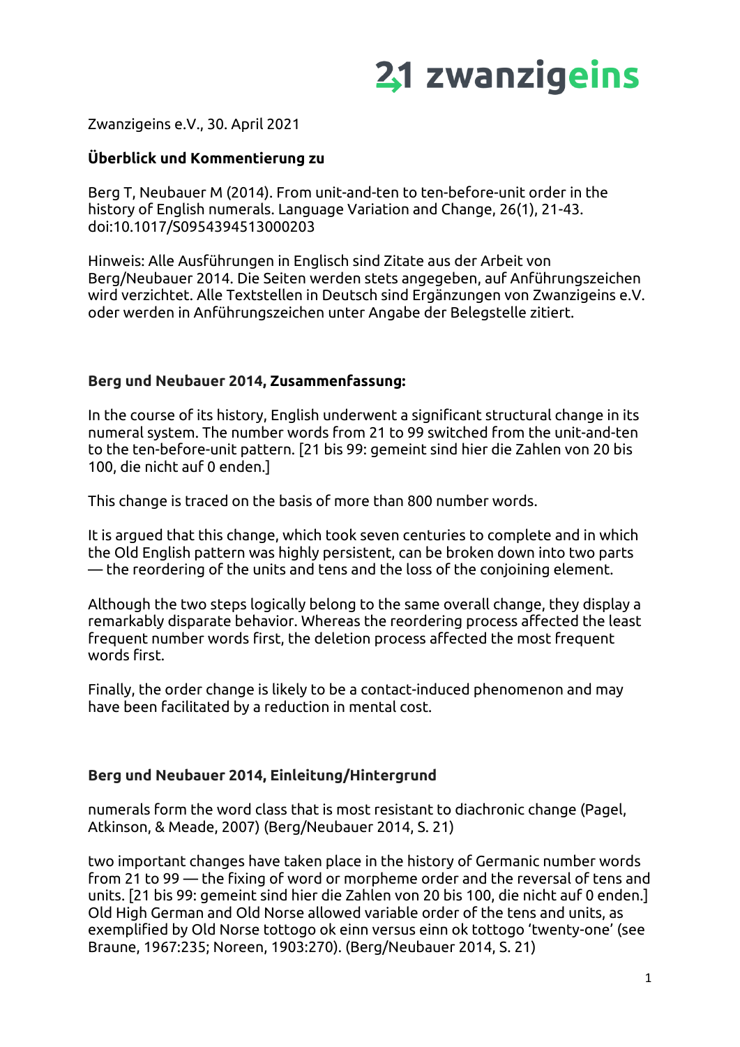# 21 zwanzigeins

Zwanzigeins e.V., 30. April 2021

**Überblick und Kommentierung zu**

Berg T, Neubauer M (2014). From unit-and-ten to ten-before-unit order in the history of English numerals. Language Variation and Change, 26(1), 21-43. doi:10.1017/S0954394513000203

Hinweis: Alle Ausführungen in Englisch sind Zitate aus der Arbeit von Berg/Neubauer 2014. Die Seiten werden stets angegeben, auf Anführungszeichen wird verzichtet. Alle Textstellen in Deutsch sind Ergänzungen von Zwanzigeins e.V. oder werden in Anführungszeichen unter Angabe der Belegstelle zitiert.

## Berg und Neubauer 2014, Zusammenfassung:

In the course of its history, English underwent a significant structural change in its numeral system. The number words from 21 to 99 switched from the unit-and-ten to the ten-before-unit pattern. [21 bis 99: gemeint sind hier die Zahlen von 20 bis 100, die nicht auf 0 enden.]

This change is traced on the basis of more than 800 number words.

It is argued that this change, which took seven centuries to complete and in which the Old English pattern was highly persistent, can be broken down into two parts — the reordering of the units and tens and the loss of the conjoining element.

Although the two steps logically belong to the same overall change, they display a remarkably disparate behavior. Whereas the reordering process affected the least frequent number words first, the deletion process affected the most frequent words first.

Finally, the order change is likely to be a contact-induced phenomenon and may have been facilitated by a reduction in mental cost.

## Berg und Neubauer 2014, Einleitung/Hintergrund

numerals form the word class that is most resistant to diachronic change (Pagel, Atkinson, & Meade, 2007) (Berg/Neubauer 2014, S. 21)

two important changes have taken place in the history of Germanic number words from 21 to 99 — the fixing of word or morpheme order and the reversal of tens and units. [21 bis 99: gemeint sind hier die Zahlen von 20 bis 100, die nicht auf 0 enden.] Old High German and Old Norse allowed variable order of the tens and units, as exemplified by Old Norse tottogo ok einn versus einn ok tottogo 'twenty-one' (see Braune, 1967:235; Noreen, 1903:270). (Berg/Neubauer 2014, S. 21)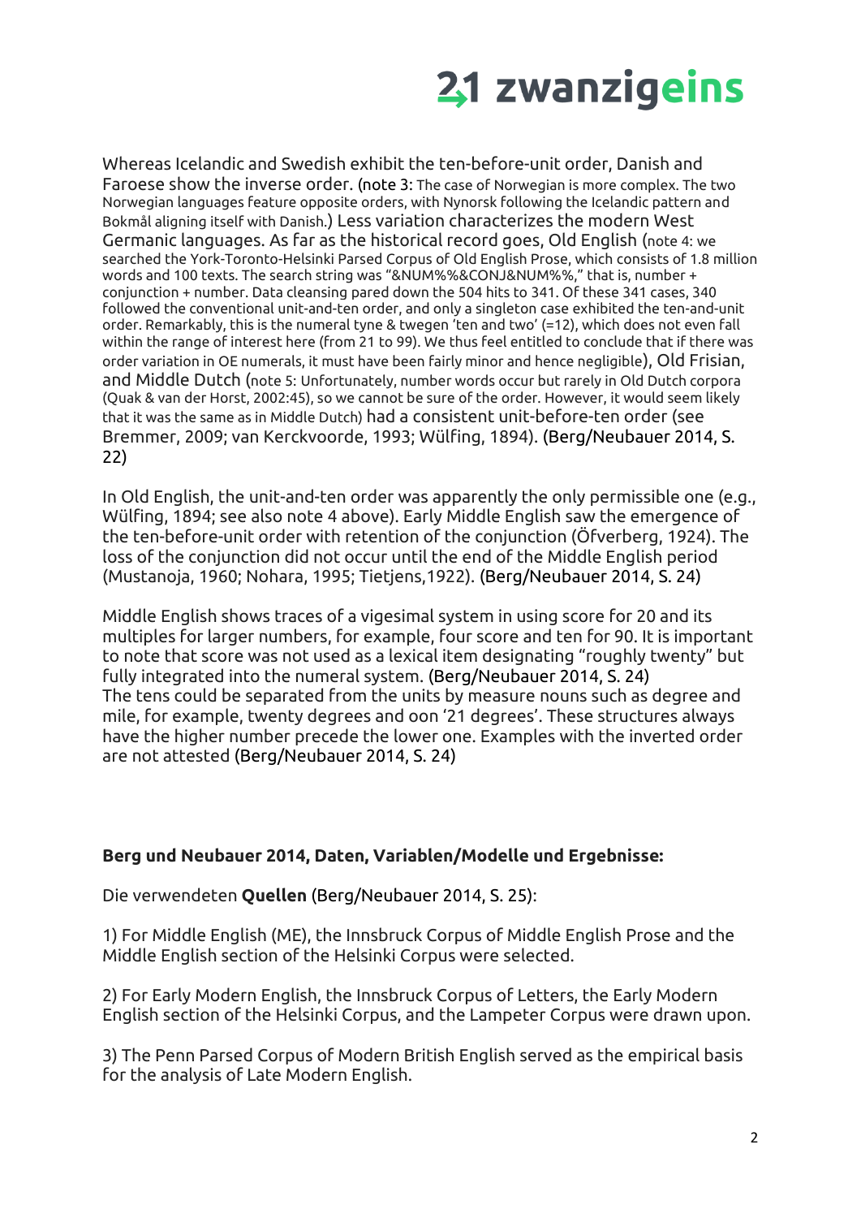Whereas Icelandic and Swedish exhibit the ten-before-unit order, Danish and Faroese show the inverse order. (note 3: The case of Norwegian is more complex. The two Norwegian languages feature opposite orders, with Nynorsk following the Icelandic pattern and Bokmål aligning itself with Danish.) Less variation characterizes the modern West Germanic languages. As far as the historical record goes, Old English (note 4: we searched the York-Toronto-Helsinki Parsed Corpus of Old English Prose, which consists of 1.8 million words and 100 texts. The search string was "&NUM%%&CONJ&NUM%%," that is, number + conjunction + number. Data cleansing pared down the 504 hits to 341. Of these 341 cases, 340 followed the conventional unit-and-ten order, and only a singleton case exhibited the ten-and-unit order. Remarkably, this is the numeral tyne & twegen 'ten and two' (=12), which does not even fall within the range of interest here (from 21 to 99). We thus feel entitled to conclude that if there was order variation in OE numerals, it must have been fairly minor and hence negligible), Old Frisian, and Middle Dutch (note 5: Unfortunately, number words occur but rarely in Old Dutch corpora (Quak & van der Horst, 2002:45), so we cannot be sure of the order. However, it would seem likely that it was the same as in Middle Dutch) had a consistent unit-before-ten order (see Bremmer, 2009; van Kerckvoorde, 1993; Wülfing, 1894). (Berg/Neubauer 2014, S. 22)

In Old English, the unit-and-ten order was apparently the only permissible one (e.g., Wülfing, 1894; see also note 4 above). Early Middle English saw the emergence of the ten-before-unit order with retention of the conjunction (Öfverberg, 1924). The loss of the conjunction did not occur until the end of the Middle English period (Mustanoja, 1960; Nohara, 1995; Tietjens,1922). (Berg/Neubauer 2014, S. 24)

Middle English shows traces of a vigesimal system in using score for 20 and its multiples for larger numbers, for example, four score and ten for 90. It is important to note that score was not used as a lexical item designating "roughly twenty" but fully integrated into the numeral system. (Berg/Neubauer 2014, S. 24)
The tens could be separated from the units by measure nouns such as degree and mile, for example, twenty degrees and oon '21 degrees'. These structures always have the higher number precede the lower one. Examples with the inverted order are not attested (Berg/Neubauer 2014, S. 24)

**Berg und Neubauer 2014, Daten, Variablen/Modelle und Ergebnisse:**

Die verwendeten **Quellen** (Berg/Neubauer 2014, S. 25):

1) For Middle English (ME), the Innsbruck Corpus of Middle English Prose and the Middle English section of the Helsinki Corpus were selected.

2) For Early Modern English, the Innsbruck Corpus of Letters, the Early Modern English section of the Helsinki Corpus, and the Lampeter Corpus were drawn upon.

3) The Penn Parsed Corpus of Modern British English served as the empirical basis for the analysis of Late Modern English.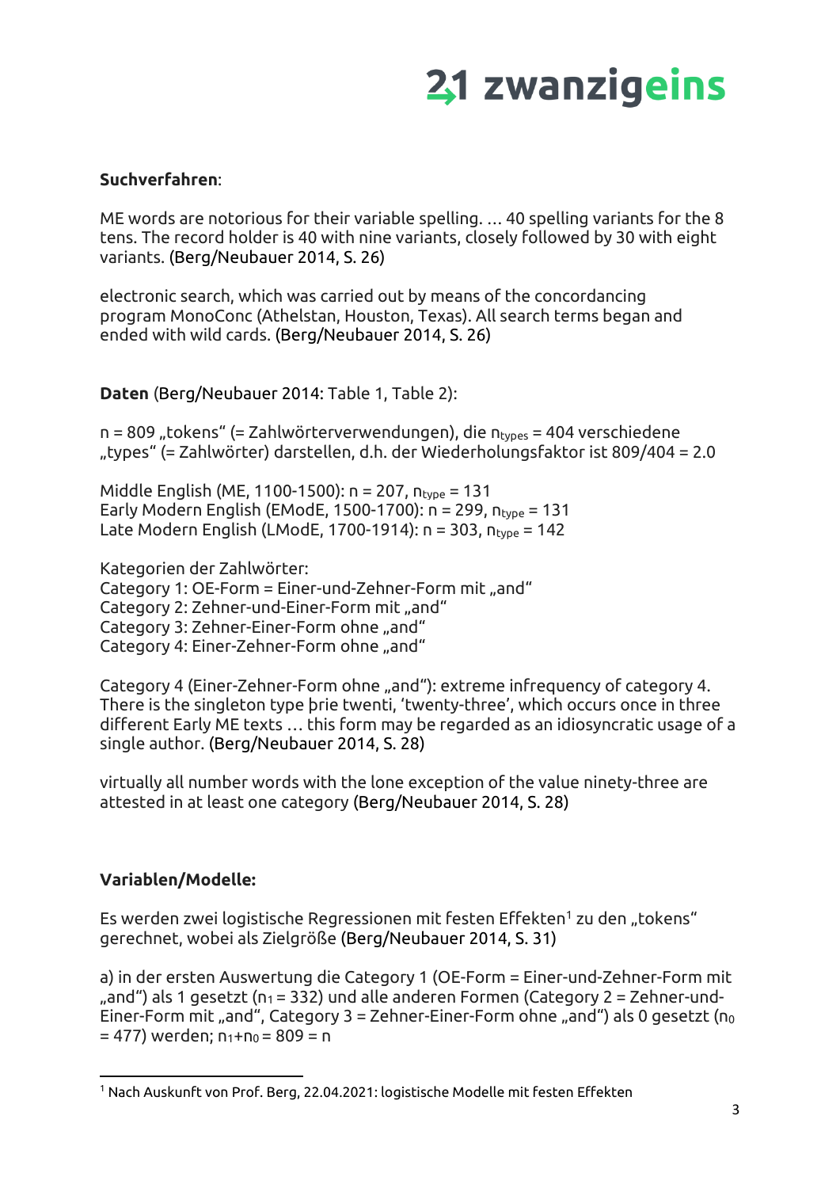**Suchverfahren**:

ME words are notorious for their variable spelling. … 40 spelling variants for the 8 tens. The record holder is 40 with nine variants, closely followed by 30 with eight variants. (Berg/Neubauer 2014, S. 26)

electronic search, which was carried out by means of the concordancing program MonoConc (Athelstan, Houston, Texas). All search terms began and ended with wild cards. (Berg/Neubauer 2014, S. 26)

**Daten** (Berg/Neubauer 2014: Table 1, Table 2):

n = 809 „tokens" (= Zahlwörterverwendungen), die $n_{types}$ = 404 verschiedene „types" (= Zahlwörter) darstellen, d.h. der Wiederholungsfaktor ist 809/404 = 2.0

Middle English (ME, 1100-1500): n = 207, $n_{type}$ = 131
Early Modern English (EModE, 1500-1700): n = 299, $n_{type}$ = 131
Late Modern English (LModE, 1700-1914): n = 303, $n_{type}$ = 142

Kategorien der Zahlwörter:
Category 1: OE-Form = Einer-und-Zehner-Form mit „and"
Category 2: Zehner-und-Einer-Form mit „and"
Category 3: Zehner-Einer-Form ohne „and"
Category 4: Einer-Zehner-Form ohne „and"

Category 4 (Einer-Zehner-Form ohne „and"): extreme infrequency of category 4. There is the singleton type þrie twenti, 'twenty-three', which occurs once in three different Early ME texts … this form may be regarded as an idiosyncratic usage of a single author. (Berg/Neubauer 2014, S. 28)

virtually all number words with the lone exception of the value ninety-three are attested in at least one category (Berg/Neubauer 2014, S. 28)

**Variablen/Modelle:**

Es werden zwei logistische Regressionen mit festen Effekten[1] zu den „tokens" gerechnet, wobei als Zielgröße (Berg/Neubauer 2014, S. 31)

a) in der ersten Auswertung die Category 1 (OE-Form = Einer-und-Zehner-Form mit „and") als 1 gesetzt ($n_1$ = 332) und alle anderen Formen (Category 2 = Zehner-und-Einer-Form mit „and", Category 3 = Zehner-Einer-Form ohne „and") als 0 gesetzt ($n_0$ = 477) werden; $n_1+n_0$ = 809 = n

[1] Nach Auskunft von Prof. Berg, 22.04.2021: logistische Modelle mit festen Effekten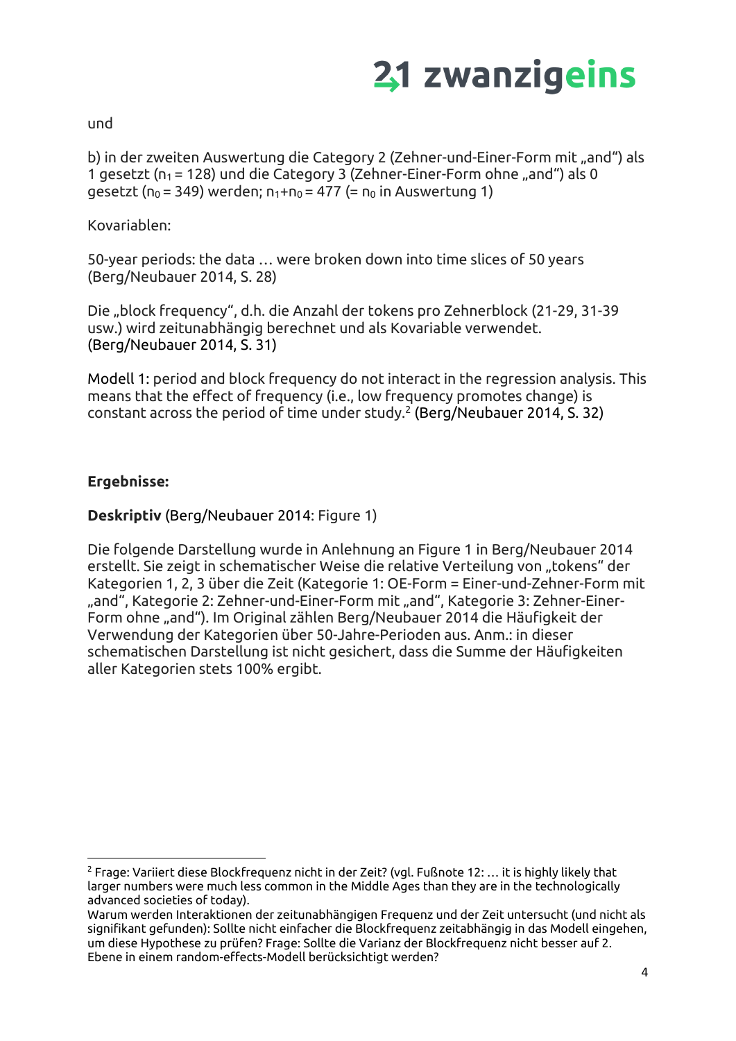und

b) in der zweiten Auswertung die Category 2 (Zehner-und-Einer-Form mit „and“) als 1 gesetzt ($n_1$ = 128) und die Category 3 (Zehner-Einer-Form ohne „and“) als 0 gesetzt ($n_0$ = 349) werden; $n_1$+$n_0$ = 477 (= $n_0$ in Auswertung 1)

Kovariablen:

50-year periods: the data … were broken down into time slices of 50 years (Berg/Neubauer 2014, S. 28)

Die „block frequency“, d.h. die Anzahl der tokens pro Zehnerblock (21-29, 31-39 usw.) wird zeitunabhängig berechnet und als Kovariable verwendet. (Berg/Neubauer 2014, S. 31)

Modell 1: period and block frequency do not interact in the regression analysis. This means that the effect of frequency (i.e., low frequency promotes change) is constant across the period of time under study.[2] (Berg/Neubauer 2014, S. 32)

**Ergebnisse:**

**Deskriptiv** (Berg/Neubauer 2014: Figure 1)

Die folgende Darstellung wurde in Anlehnung an Figure 1 in Berg/Neubauer 2014 erstellt. Sie zeigt in schematischer Weise die relative Verteilung von „tokens“ der Kategorien 1, 2, 3 über die Zeit (Kategorie 1: OE-Form = Einer-und-Zehner-Form mit „and“, Kategorie 2: Zehner-und-Einer-Form mit „and“, Kategorie 3: Zehner-Einer-Form ohne „and“). Im Original zählen Berg/Neubauer 2014 die Häufigkeit der Verwendung der Kategorien über 50-Jahre-Perioden aus. Anm.: in dieser schematischen Darstellung ist nicht gesichert, dass die Summe der Häufigkeiten aller Kategorien stets 100% ergibt.

[2] Frage: Variiert diese Blockfrequenz nicht in der Zeit? (vgl. Fußnote 12: … it is highly likely that larger numbers were much less common in the Middle Ages than they are in the technologically advanced societies of today).
Warum werden Interaktionen der zeitunabhängigen Frequenz und der Zeit untersucht (und nicht als signifikant gefunden): Sollte nicht einfacher die Blockfrequenz zeitabhängig in das Modell eingehen, um diese Hypothese zu prüfen? Frage: Sollte die Varianz der Blockfrequenz nicht besser auf 2. Ebene in einem random-effects-Modell berücksichtigt werden?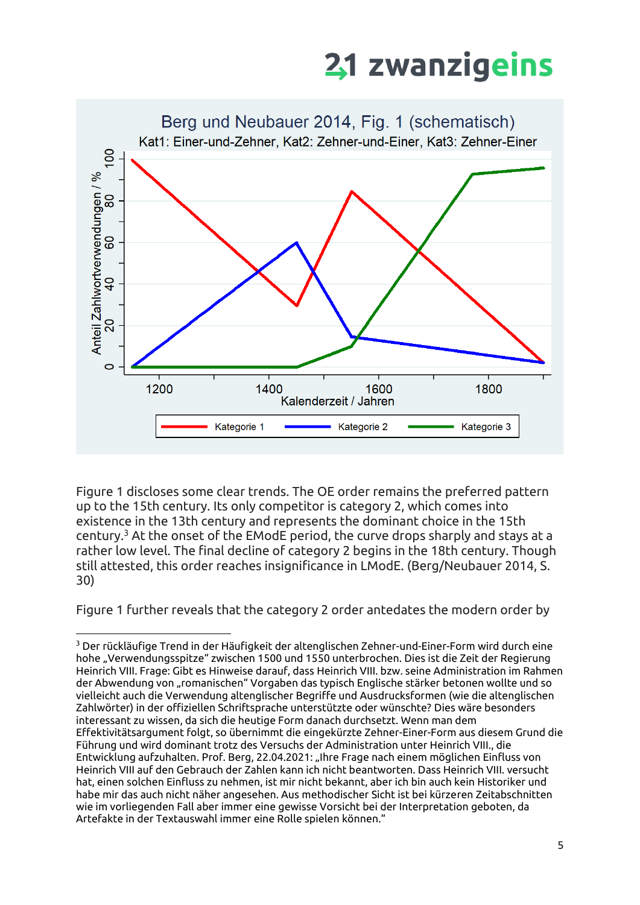**Berg und Neubauer 2014, Fig. 1 (schematisch)**

Kat1: Einer-und-Zehner, Kat2: Zehner-und-Einer, Kat3: Zehner-Einer

Figure 1 discloses some clear trends. The OE order remains the preferred pattern up to the 15th century. Its only competitor is category 2, which comes into existence in the 13th century and represents the dominant choice in the 15th century.[3] At the onset of the EModE period, the curve drops sharply and stays at a rather low level. The final decline of category 2 begins in the 18th century. Though still attested, this order reaches insignificance in LModE. (Berg/Neubauer 2014, S. 30)

Figure 1 further reveals that the category 2 order antedates the modern order by

---

[3] Der rückläufige Trend in der Häufigkeit der altenglischen Zehner-und-Einer-Form wird durch eine hohe „Verwendungsspitze" zwischen 1500 und 1550 unterbrochen. Dies ist die Zeit der Regierung Heinrich VIII. Frage: Gibt es Hinweise darauf, dass Heinrich VIII. bzw. seine Administration im Rahmen der Abwendung von „romanischen" Vorgaben das typisch Englische stärker betonen wollte und so vielleicht auch die Verwendung altenglischer Begriffe und Ausdrucksformen (wie die altenglischen Zahlwörter) in der offiziellen Schriftsprache unterstützte oder wünschte? Dies wäre besonders interessant zu wissen, da sich die heutige Form danach durchsetzt. Wenn man dem Effektivitätsargument folgt, so übernimmt die eingekürzte Zehner-Einer-Form aus diesem Grund die Führung und wird dominant trotz des Versuchs der Administration unter Heinrich VIII., die Entwicklung aufzuhalten. Prof. Berg, 22.04.2021: „Ihre Frage nach einem möglichen Einfluss von Heinrich VIII auf den Gebrauch der Zahlen kann ich nicht beantworten. Dass Heinrich VIII. versucht hat, einen solchen Einfluss zu nehmen, ist mir nicht bekannt, aber ich bin auch kein Historiker und habe mir das auch nicht näher angesehen. Aus methodischer Sicht ist bei kürzeren Zeitabschnitten wie im vorliegenden Fall aber immer eine gewisse Vorsicht bei der Interpretation geboten, da Artefakte in der Textauswahl immer eine Rolle spielen können."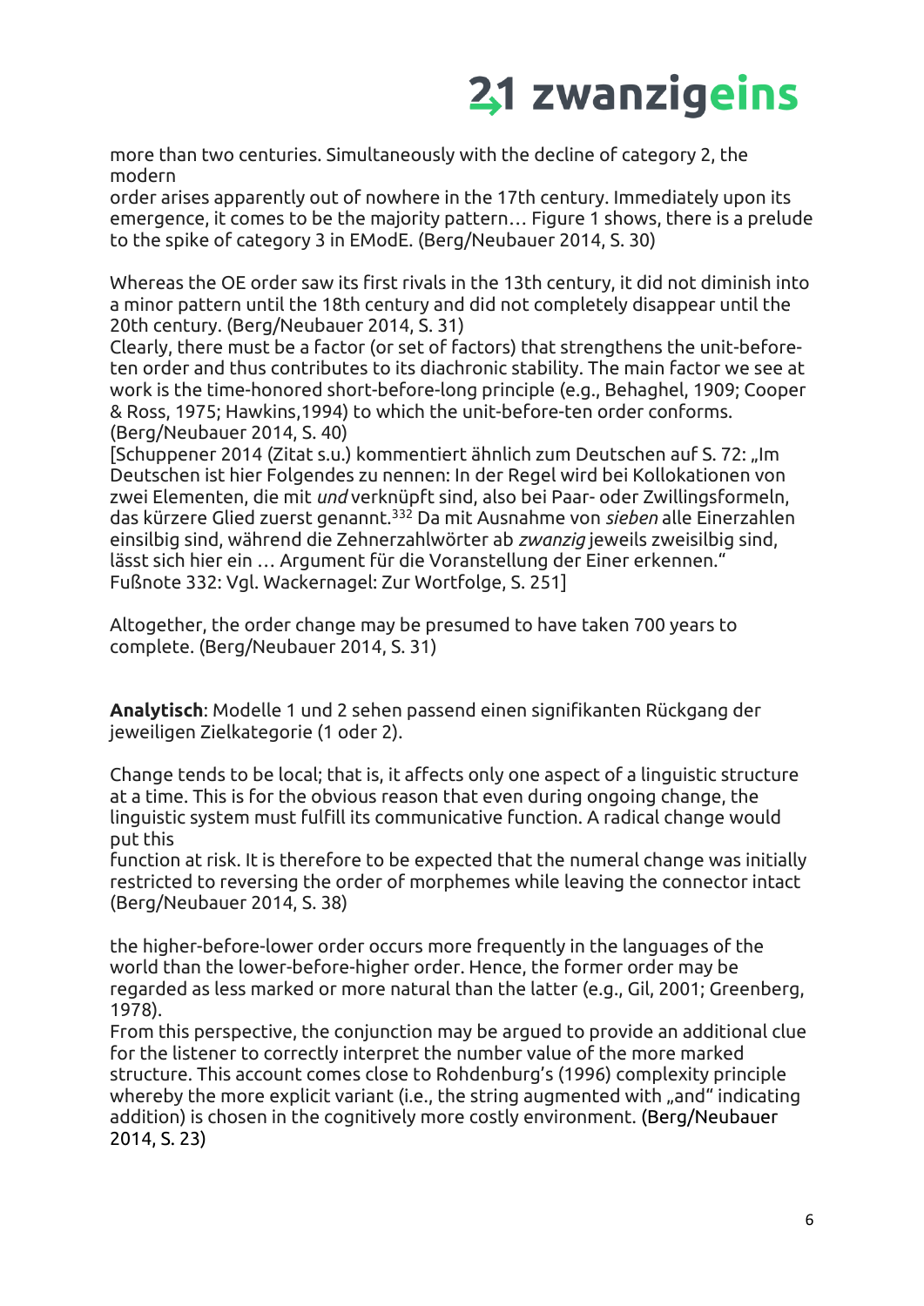more than two centuries. Simultaneously with the decline of category 2, the modern order arises apparently out of nowhere in the 17th century. Immediately upon its emergence, it comes to be the majority pattern… Figure 1 shows, there is a prelude to the spike of category 3 in EModE. (Berg/Neubauer 2014, S. 30)

Whereas the OE order saw its first rivals in the 13th century, it did not diminish into a minor pattern until the 18th century and did not completely disappear until the 20th century. (Berg/Neubauer 2014, S. 31)
Clearly, there must be a factor (or set of factors) that strengthens the unit-before-ten order and thus contributes to its diachronic stability. The main factor we see at work is the time-honored short-before-long principle (e.g., Behaghel, 1909; Cooper & Ross, 1975; Hawkins,1994) to which the unit-before-ten order conforms. (Berg/Neubauer 2014, S. 40)
[Schuppener 2014 (Zitat s.u.) kommentiert ähnlich zum Deutschen auf S. 72: „Im Deutschen ist hier Folgendes zu nennen: In der Regel wird bei Kollokationen von zwei Elementen, die mit *und* verknüpft sind, also bei Paar- oder Zwillingsformeln, das kürzere Glied zuerst genannt.[332] Da mit Ausnahme von *sieben* alle Einerzahlen einsilbig sind, während die Zehnerzahlwörter ab *zwanzig* jeweils zweisilbig sind, lässt sich hier ein … Argument für die Voranstellung der Einer erkennen." Fußnote 332: Vgl. Wackernagel: Zur Wortfolge, S. 251]

Altogether, the order change may be presumed to have taken 700 years to complete. (Berg/Neubauer 2014, S. 31)

**Analytisch**: Modelle 1 und 2 sehen passend einen signifikanten Rückgang der jeweiligen Zielkategorie (1 oder 2).

Change tends to be local; that is, it affects only one aspect of a linguistic structure at a time. This is for the obvious reason that even during ongoing change, the linguistic system must fulfill its communicative function. A radical change would put this function at risk. It is therefore to be expected that the numeral change was initially restricted to reversing the order of morphemes while leaving the connector intact (Berg/Neubauer 2014, S. 38)

the higher-before-lower order occurs more frequently in the languages of the world than the lower-before-higher order. Hence, the former order may be regarded as less marked or more natural than the latter (e.g., Gil, 2001; Greenberg, 1978).
From this perspective, the conjunction may be argued to provide an additional clue for the listener to correctly interpret the number value of the more marked structure. This account comes close to Rohdenburg's (1996) complexity principle whereby the more explicit variant (i.e., the string augmented with „and" indicating addition) is chosen in the cognitively more costly environment. (Berg/Neubauer 2014, S. 23)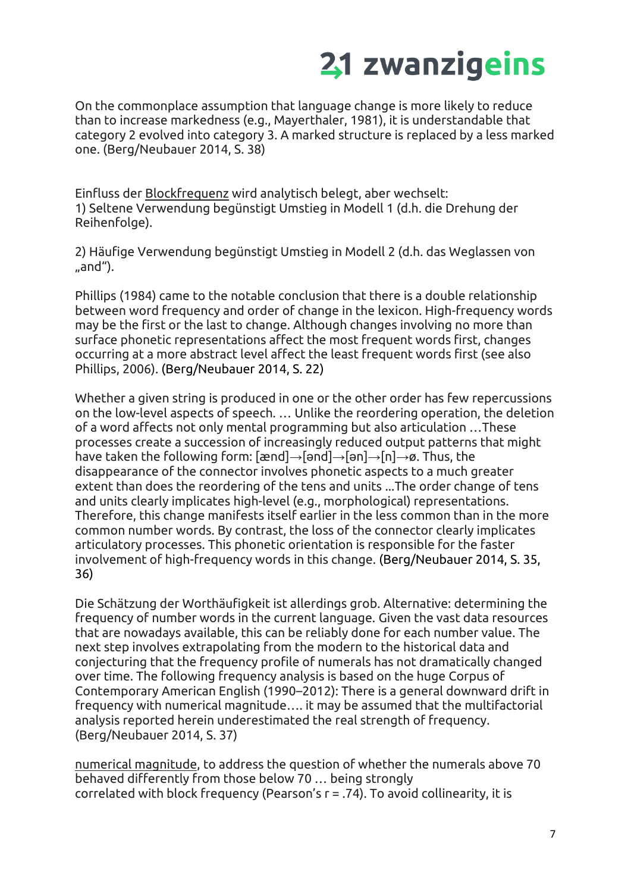On the commonplace assumption that language change is more likely to reduce than to increase markedness (e.g., Mayerthaler, 1981), it is understandable that category 2 evolved into category 3. A marked structure is replaced by a less marked one. (Berg/Neubauer 2014, S. 38)

Einfluss der Blockfrequenz wird analytisch belegt, aber wechselt:
1) Seltene Verwendung begünstigt Umstieg in Modell 1 (d.h. die Drehung der Reihenfolge).

2) Häufige Verwendung begünstigt Umstieg in Modell 2 (d.h. das Weglassen von „and").

Phillips (1984) came to the notable conclusion that there is a double relationship between word frequency and order of change in the lexicon. High-frequency words may be the first or the last to change. Although changes involving no more than surface phonetic representations affect the most frequent words first, changes occurring at a more abstract level affect the least frequent words first (see also Phillips, 2006). (Berg/Neubauer 2014, S. 22)

Whether a given string is produced in one or the other order has few repercussions on the low-level aspects of speech. … Unlike the reordering operation, the deletion of a word affects not only mental programming but also articulation …These processes create a succession of increasingly reduced output patterns that might have taken the following form: [ænd]→[ənd]→[ən]→[n]→ø. Thus, the disappearance of the connector involves phonetic aspects to a much greater extent than does the reordering of the tens and units ...The order change of tens and units clearly implicates high-level (e.g., morphological) representations. Therefore, this change manifests itself earlier in the less common than in the more common number words. By contrast, the loss of the connector clearly implicates articulatory processes. This phonetic orientation is responsible for the faster involvement of high-frequency words in this change. (Berg/Neubauer 2014, S. 35, 36)

Die Schätzung der Worthäufigkeit ist allerdings grob. Alternative: determining the frequency of number words in the current language. Given the vast data resources that are nowadays available, this can be reliably done for each number value. The next step involves extrapolating from the modern to the historical data and conjecturing that the frequency profile of numerals has not dramatically changed over time. The following frequency analysis is based on the huge Corpus of Contemporary American English (1990–2012): There is a general downward drift in frequency with numerical magnitude…. it may be assumed that the multifactorial analysis reported herein underestimated the real strength of frequency. (Berg/Neubauer 2014, S. 37)

numerical magnitude, to address the question of whether the numerals above 70 behaved differently from those below 70 … being strongly correlated with block frequency (Pearson's $r = .74$). To avoid collinearity, it is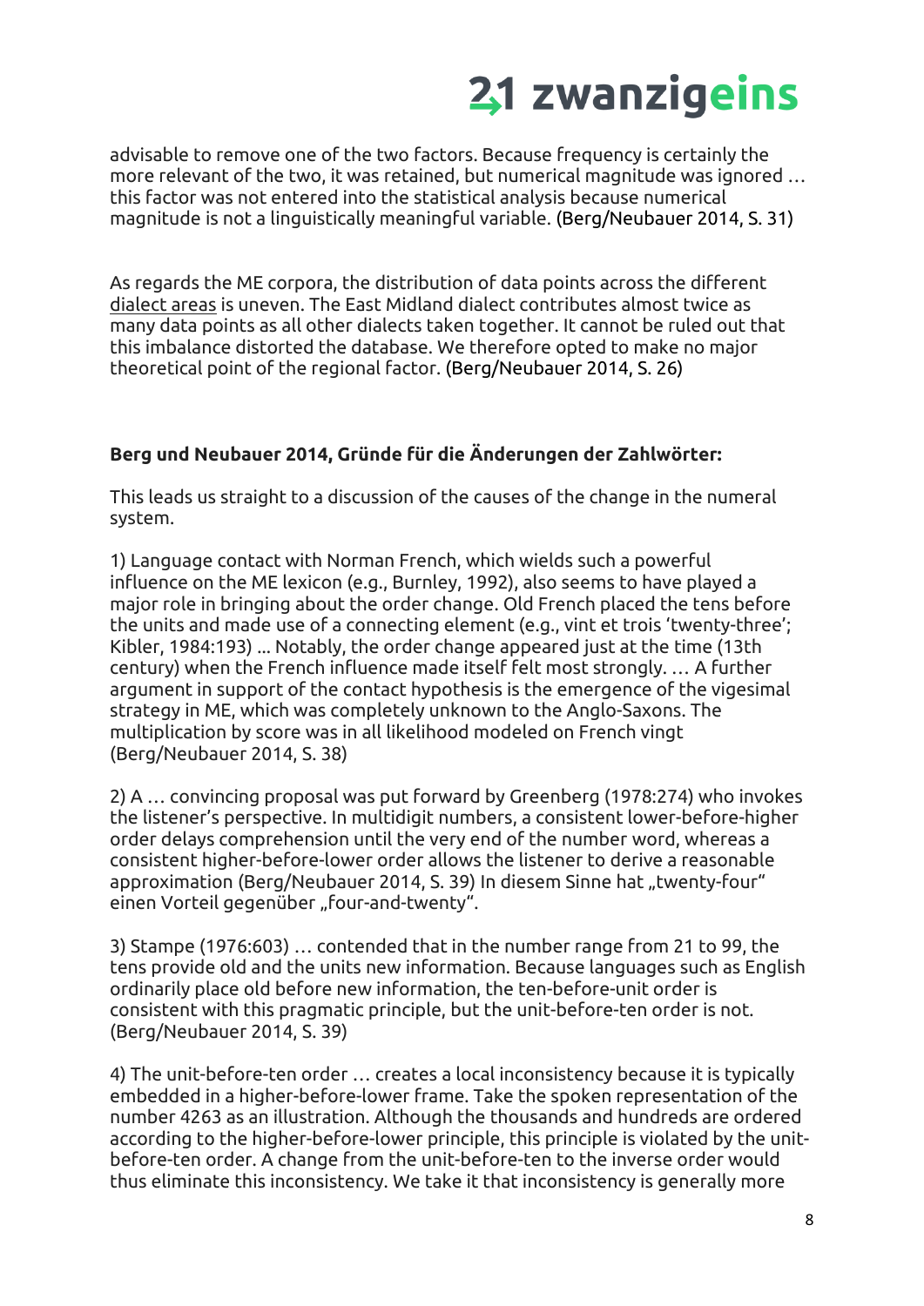advisable to remove one of the two factors. Because frequency is certainly the more relevant of the two, it was retained, but numerical magnitude was ignored … this factor was not entered into the statistical analysis because numerical magnitude is not a linguistically meaningful variable. (Berg/Neubauer 2014, S. 31)

As regards the ME corpora, the distribution of data points across the different dialect areas is uneven. The East Midland dialect contributes almost twice as many data points as all other dialects taken together. It cannot be ruled out that this imbalance distorted the database. We therefore opted to make no major theoretical point of the regional factor. (Berg/Neubauer 2014, S. 26)

**Berg und Neubauer 2014, Gründe für die Änderungen der Zahlwörter:**

This leads us straight to a discussion of the causes of the change in the numeral system.

1) Language contact with Norman French, which wields such a powerful influence on the ME lexicon (e.g., Burnley, 1992), also seems to have played a major role in bringing about the order change. Old French placed the tens before the units and made use of a connecting element (e.g., vint et trois 'twenty-three'; Kibler, 1984:193) ... Notably, the order change appeared just at the time (13th century) when the French influence made itself felt most strongly. … A further argument in support of the contact hypothesis is the emergence of the vigesimal strategy in ME, which was completely unknown to the Anglo-Saxons. The multiplication by score was in all likelihood modeled on French vingt (Berg/Neubauer 2014, S. 38)

2) A … convincing proposal was put forward by Greenberg (1978:274) who invokes the listener's perspective. In multidigit numbers, a consistent lower-before-higher order delays comprehension until the very end of the number word, whereas a consistent higher-before-lower order allows the listener to derive a reasonable approximation (Berg/Neubauer 2014, S. 39) In diesem Sinne hat „twenty-four" einen Vorteil gegenüber „four-and-twenty".

3) Stampe (1976:603) … contended that in the number range from 21 to 99, the tens provide old and the units new information. Because languages such as English ordinarily place old before new information, the ten-before-unit order is consistent with this pragmatic principle, but the unit-before-ten order is not. (Berg/Neubauer 2014, S. 39)

4) The unit-before-ten order … creates a local inconsistency because it is typically embedded in a higher-before-lower frame. Take the spoken representation of the number 4263 as an illustration. Although the thousands and hundreds are ordered according to the higher-before-lower principle, this principle is violated by the unit-before-ten order. A change from the unit-before-ten to the inverse order would thus eliminate this inconsistency. We take it that inconsistency is generally more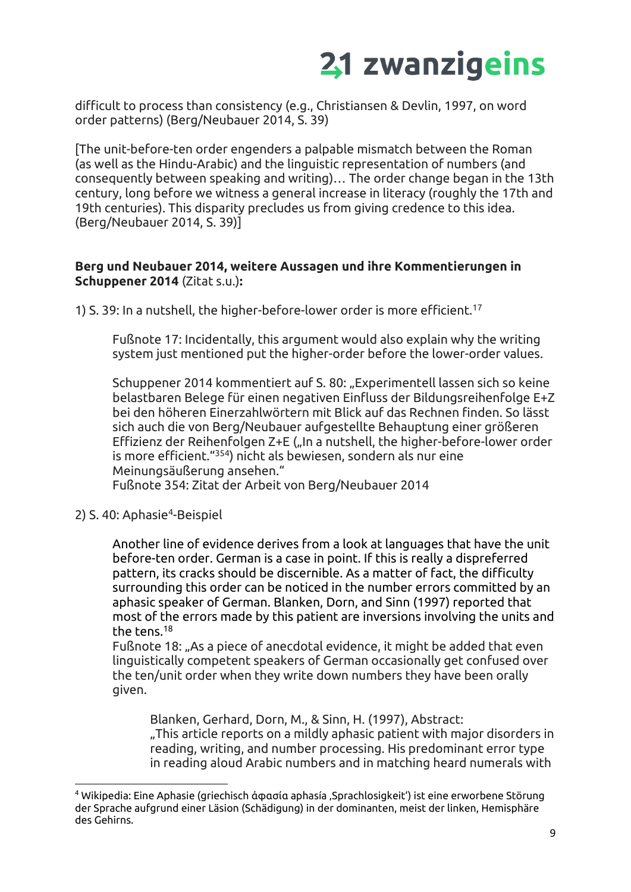difficult to process than consistency (e.g., Christiansen & Devlin, 1997, on word order patterns) (Berg/Neubauer 2014, S. 39)

[The unit-before-ten order engenders a palpable mismatch between the Roman (as well as the Hindu-Arabic) and the linguistic representation of numbers (and consequently between speaking and writing)… The order change began in the 13th century, long before we witness a general increase in literacy (roughly the 17th and 19th centuries). This disparity precludes us from giving credence to this idea. (Berg/Neubauer 2014, S. 39)]

**Berg und Neubauer 2014, weitere Aussagen und ihre Kommentierungen in Schuppener 2014** (Zitat s.u.)**:**

1) S. 39: In a nutshell, the higher-before-lower order is more efficient.[17]

> Fußnote 17: Incidentally, this argument would also explain why the writing system just mentioned put the higher-order before the lower-order values.
>
> Schuppener 2014 kommentiert auf S. 80: „Experimentell lassen sich so keine belastbaren Belege für einen negativen Einfluss der Bildungsreihenfolge E+Z bei den höheren Einerzahlwörtern mit Blick auf das Rechnen finden. So lässt sich auch die von Berg/Neubauer aufgestellte Behauptung einer größeren Effizienz der Reihenfolgen Z+E („In a nutshell, the higher-before-lower order is more efficient."[354]) nicht als bewiesen, sondern als nur eine Meinungsäußerung ansehen."
> Fußnote 354: Zitat der Arbeit von Berg/Neubauer 2014

2) S. 40: Aphasie[4]-Beispiel

> Another line of evidence derives from a look at languages that have the unit before-ten order. German is a case in point. If this is really a dispreferred pattern, its cracks should be discernible. As a matter of fact, the difficulty surrounding this order can be noticed in the number errors committed by an aphasic speaker of German. Blanken, Dorn, and Sinn (1997) reported that most of the errors made by this patient are inversions involving the units and the tens.[18]
> Fußnote 18: „As a piece of anecdotal evidence, it might be added that even linguistically competent speakers of German occasionally get confused over the ten/unit order when they write down numbers they have been orally given.
>
> > Blanken, Gerhard, Dorn, M., & Sinn, H. (1997), Abstract:
> > „This article reports on a mildly aphasic patient with major disorders in reading, writing, and number processing. His predominant error type in reading aloud Arabic numbers and in matching heard numerals with

---

[4] Wikipedia: Eine Aphasie (griechisch ἀφασία aphasía ‚Sprachlosigkeit') ist eine erworbene Störung der Sprache aufgrund einer Läsion (Schädigung) in der dominanten, meist der linken, Hemisphäre des Gehirns.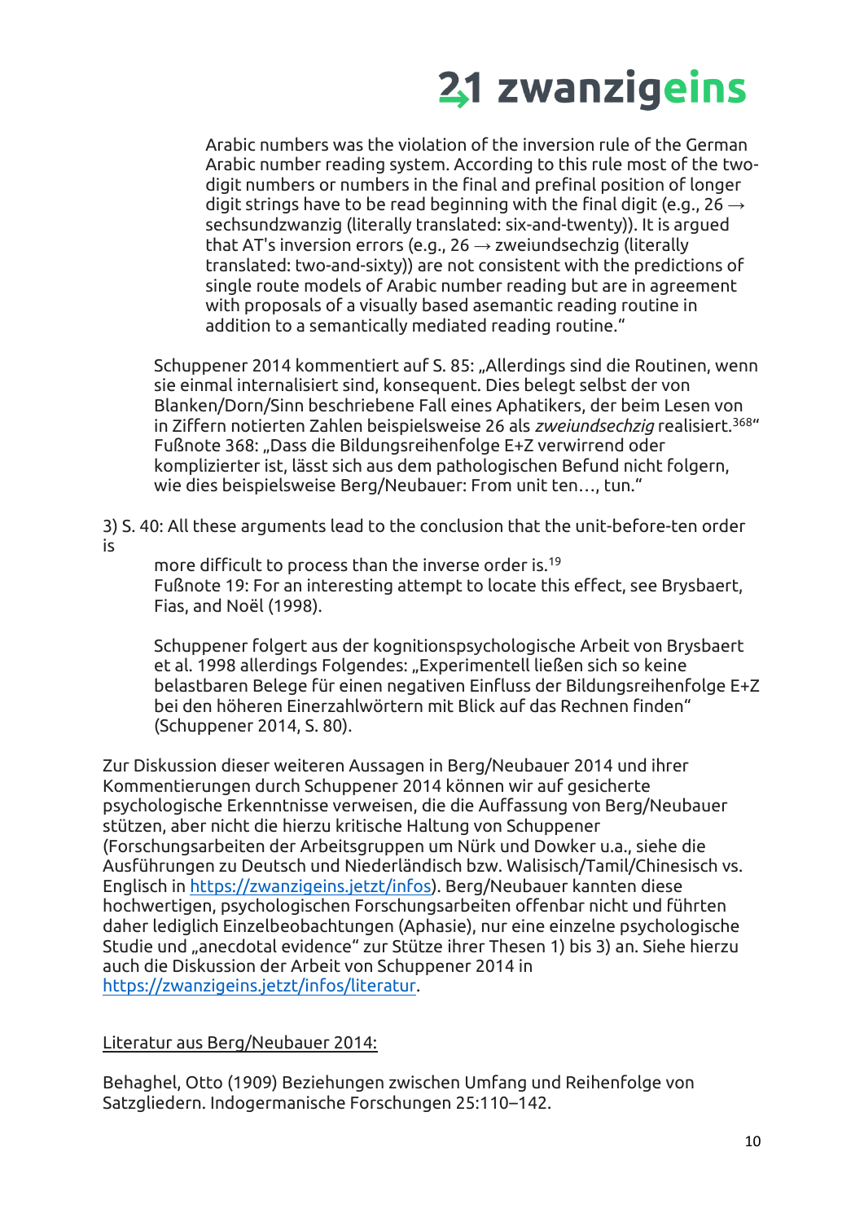> Arabic numbers was the violation of the inversion rule of the German Arabic number reading system. According to this rule most of the two-digit numbers or numbers in the final and prefinal position of longer digit strings have to be read beginning with the final digit (e.g., 26 → sechsundzwanzig (literally translated: six-and-twenty)). It is argued that AT's inversion errors (e.g., 26 → zweiundsechzig (literally translated: two-and-sixty)) are not consistent with the predictions of single route models of Arabic number reading but are in agreement with proposals of a visually based asemantic reading routine in addition to a semantically mediated reading routine."

Schuppener 2014 kommentiert auf S. 85: „Allerdings sind die Routinen, wenn sie einmal internalisiert sind, konsequent. Dies belegt selbst der von Blanken/Dorn/Sinn beschriebene Fall eines Aphatikers, der beim Lesen von in Ziffern notierten Zahlen beispielsweise 26 als *zweiundsechzig* realisiert.[368]" Fußnote 368: „Dass die Bildungsreihenfolge E+Z verwirrend oder komplizierter ist, lässt sich aus dem pathologischen Befund nicht folgern, wie dies beispielsweise Berg/Neubauer: From unit ten…, tun."

3) S. 40: All these arguments lead to the conclusion that the unit-before-ten order is

more difficult to process than the inverse order is.[19]
Fußnote 19: For an interesting attempt to locate this effect, see Brysbaert, Fias, and Noël (1998).

Schuppener folgert aus der kognitionspsychologische Arbeit von Brysbaert et al. 1998 allerdings Folgendes: „Experimentell ließen sich so keine belastbaren Belege für einen negativen Einfluss der Bildungsreihenfolge E+Z bei den höheren Einerzahlwörtern mit Blick auf das Rechnen finden" (Schuppener 2014, S. 80).

Zur Diskussion dieser weiteren Aussagen in Berg/Neubauer 2014 und ihrer Kommentierungen durch Schuppener 2014 können wir auf gesicherte psychologische Erkenntnisse verweisen, die die Auffassung von Berg/Neubauer stützen, aber nicht die hierzu kritische Haltung von Schuppener (Forschungsarbeiten der Arbeitsgruppen um Nürk und Dowker u.a., siehe die Ausführungen zu Deutsch und Niederländisch bzw. Walisisch/Tamil/Chinesisch vs. Englisch in https://zwanzigeins.jetzt/infos). Berg/Neubauer kannten diese hochwertigen, psychologischen Forschungsarbeiten offenbar nicht und führten daher lediglich Einzelbeobachtungen (Aphasie), nur eine einzelne psychologische Studie und „anecdotal evidence" zur Stütze ihrer Thesen 1) bis 3) an. Siehe hierzu auch die Diskussion der Arbeit von Schuppener 2014 in https://zwanzigeins.jetzt/infos/literatur.

<u>Literatur aus Berg/Neubauer 2014:</u>

Behaghel, Otto (1909) Beziehungen zwischen Umfang und Reihenfolge von Satzgliedern. Indogermanische Forschungen 25:110–142.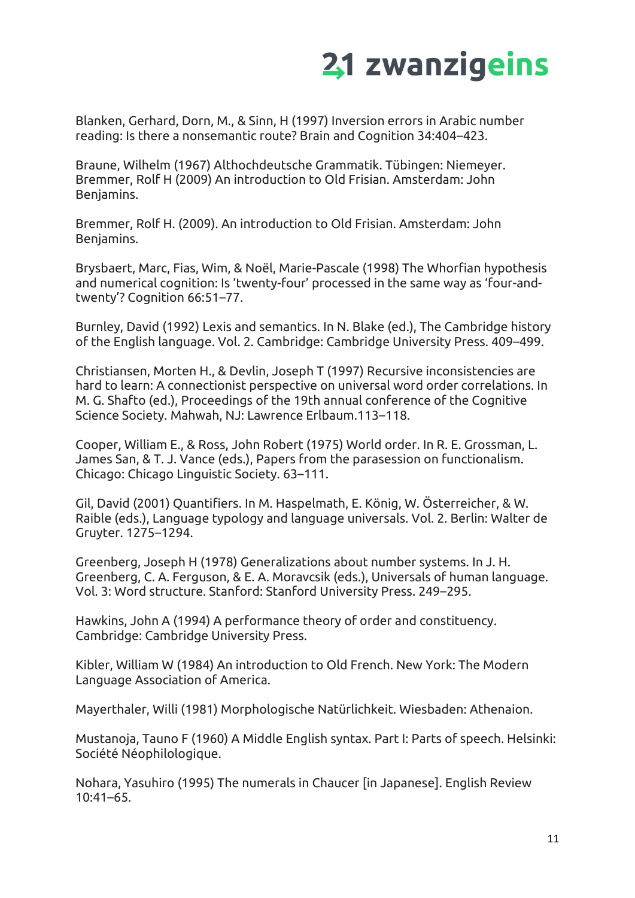Blanken, Gerhard, Dorn, M., & Sinn, H (1997) Inversion errors in Arabic number reading: Is there a nonsemantic route? Brain and Cognition 34:404–423.

Braune, Wilhelm (1967) Althochdeutsche Grammatik. Tübingen: Niemeyer. Bremmer, Rolf H (2009) An introduction to Old Frisian. Amsterdam: John Benjamins.

Bremmer, Rolf H. (2009). An introduction to Old Frisian. Amsterdam: John Benjamins.

Brysbaert, Marc, Fias, Wim, & Noël, Marie-Pascale (1998) The Whorfian hypothesis and numerical cognition: Is 'twenty-four' processed in the same way as 'four-and-twenty'? Cognition 66:51–77.

Burnley, David (1992) Lexis and semantics. In N. Blake (ed.), The Cambridge history of the English language. Vol. 2. Cambridge: Cambridge University Press. 409–499.

Christiansen, Morten H., & Devlin, Joseph T (1997) Recursive inconsistencies are hard to learn: A connectionist perspective on universal word order correlations. In M. G. Shafto (ed.), Proceedings of the 19th annual conference of the Cognitive Science Society. Mahwah, NJ: Lawrence Erlbaum.113–118.

Cooper, William E., & Ross, John Robert (1975) World order. In R. E. Grossman, L. James San, & T. J. Vance (eds.), Papers from the parasession on functionalism. Chicago: Chicago Linguistic Society. 63–111.

Gil, David (2001) Quantifiers. In M. Haspelmath, E. König, W. Österreicher, & W. Raible (eds.), Language typology and language universals. Vol. 2. Berlin: Walter de Gruyter. 1275–1294.

Greenberg, Joseph H (1978) Generalizations about number systems. In J. H. Greenberg, C. A. Ferguson, & E. A. Moravcsik (eds.), Universals of human language. Vol. 3: Word structure. Stanford: Stanford University Press. 249–295.

Hawkins, John A (1994) A performance theory of order and constituency. Cambridge: Cambridge University Press.

Kibler, William W (1984) An introduction to Old French. New York: The Modern Language Association of America.

Mayerthaler, Willi (1981) Morphologische Natürlichkeit. Wiesbaden: Athenaion.

Mustanoja, Tauno F (1960) A Middle English syntax. Part I: Parts of speech. Helsinki: Société Néophilologique.

Nohara, Yasuhiro (1995) The numerals in Chaucer [in Japanese]. English Review 10:41–65.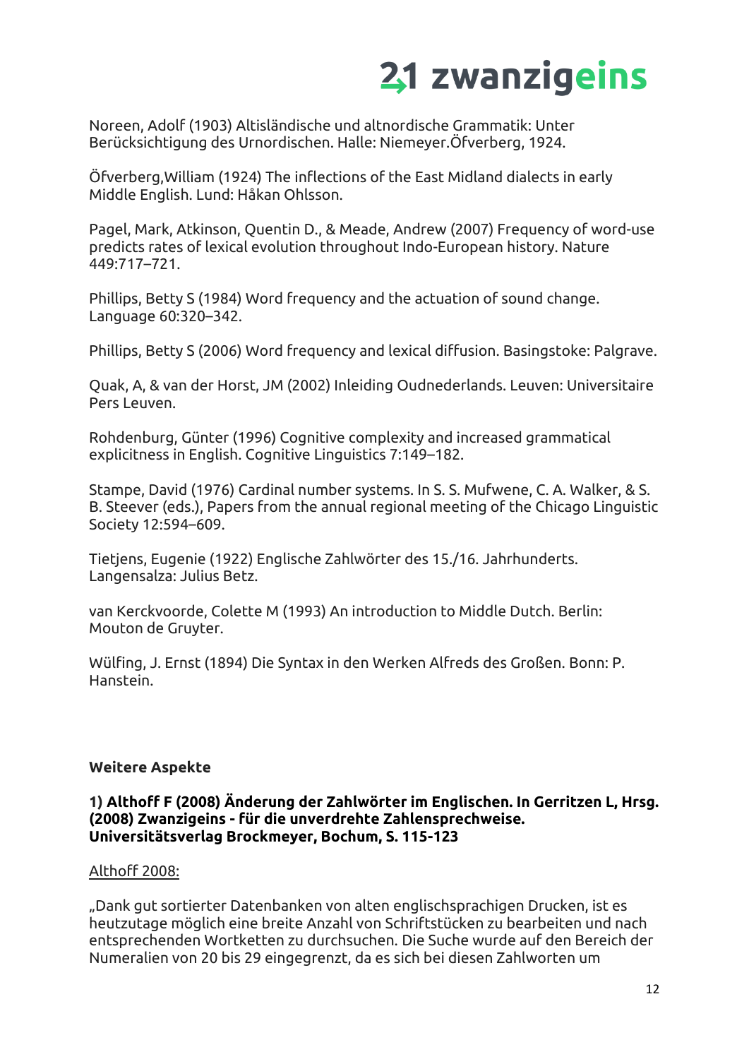Noreen, Adolf (1903) Altisländische und altnordische Grammatik: Unter Berücksichtigung des Urnordischen. Halle: Niemeyer.Öfverberg, 1924.

Öfverberg,William (1924) The inflections of the East Midland dialects in early Middle English. Lund: Håkan Ohlsson.

Pagel, Mark, Atkinson, Quentin D., & Meade, Andrew (2007) Frequency of word-use predicts rates of lexical evolution throughout Indo-European history. Nature 449:717–721.

Phillips, Betty S (1984) Word frequency and the actuation of sound change. Language 60:320–342.

Phillips, Betty S (2006) Word frequency and lexical diffusion. Basingstoke: Palgrave.

Quak, A, & van der Horst, JM (2002) Inleiding Oudnederlands. Leuven: Universitaire Pers Leuven.

Rohdenburg, Günter (1996) Cognitive complexity and increased grammatical explicitness in English. Cognitive Linguistics 7:149–182.

Stampe, David (1976) Cardinal number systems. In S. S. Mufwene, C. A. Walker, & S. B. Steever (eds.), Papers from the annual regional meeting of the Chicago Linguistic Society 12:594–609.

Tietjens, Eugenie (1922) Englische Zahlwörter des 15./16. Jahrhunderts. Langensalza: Julius Betz.

van Kerckvoorde, Colette M (1993) An introduction to Middle Dutch. Berlin: Mouton de Gruyter.

Wülfing, J. Ernst (1894) Die Syntax in den Werken Alfreds des Großen. Bonn: P. Hanstein.

**Weitere Aspekte**

**1) Althoff F (2008) Änderung der Zahlwörter im Englischen. In Gerritzen L, Hrsg. (2008) Zwanzigeins - für die unverdrehte Zahlensprechweise. Universitätsverlag Brockmeyer, Bochum, S. 115-123**

Althoff 2008:

„Dank gut sortierter Datenbanken von alten englischsprachigen Drucken, ist es heutzutage möglich eine breite Anzahl von Schriftstücken zu bearbeiten und nach entsprechenden Wortketten zu durchsuchen. Die Suche wurde auf den Bereich der Numeralien von 20 bis 29 eingegrenzt, da es sich bei diesen Zahlworten um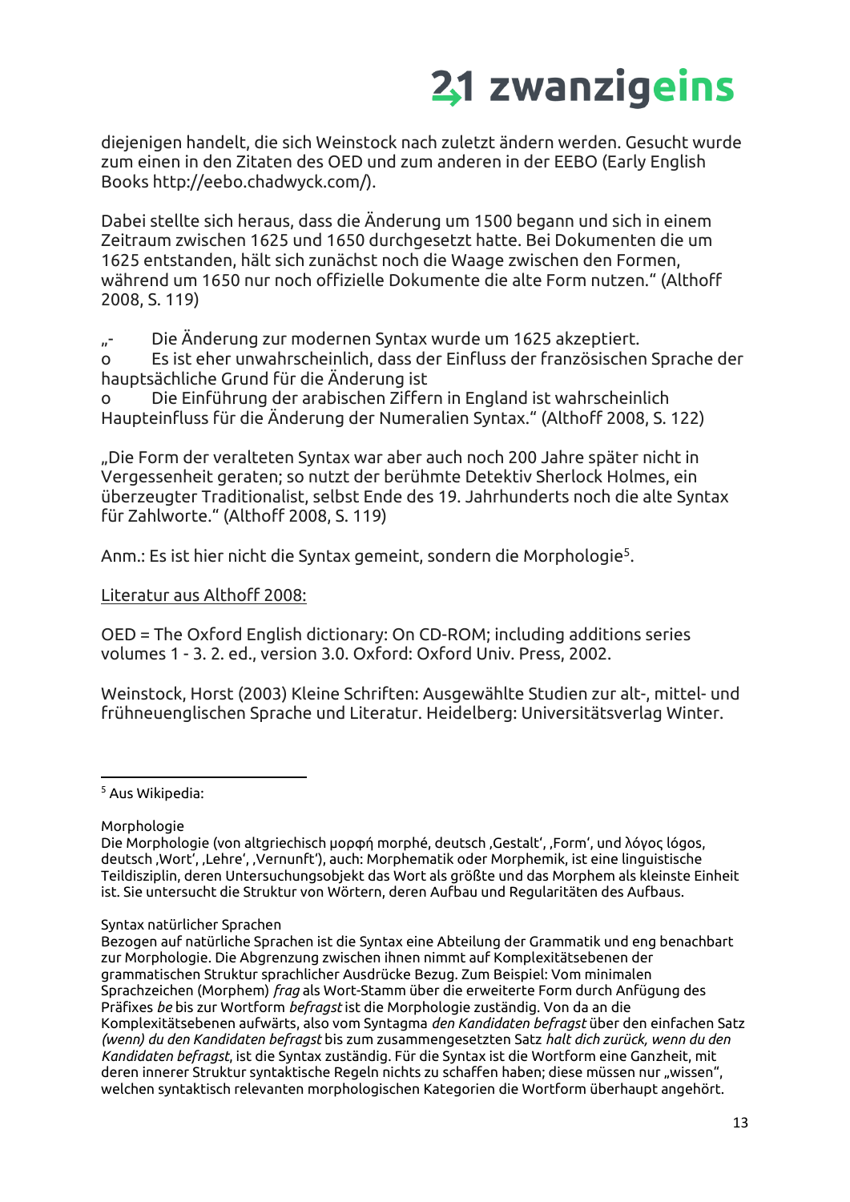diejenigen handelt, die sich Weinstock nach zuletzt ändern werden. Gesucht wurde zum einen in den Zitaten des OED und zum anderen in der EEBO (Early English Books http://eebo.chadwyck.com/).

Dabei stellte sich heraus, dass die Änderung um 1500 begann und sich in einem Zeitraum zwischen 1625 und 1650 durchgesetzt hatte. Bei Dokumenten die um 1625 entstanden, hält sich zunächst noch die Waage zwischen den Formen, während um 1650 nur noch offizielle Dokumente die alte Form nutzen." (Althoff 2008, S. 119)

„- Die Änderung zur modernen Syntax wurde um 1625 akzeptiert.
o Es ist eher unwahrscheinlich, dass der Einfluss der französischen Sprache der hauptsächliche Grund für die Änderung ist
o Die Einführung der arabischen Ziffern in England ist wahrscheinlich Haupteinfluss für die Änderung der Numeralien Syntax." (Althoff 2008, S. 122)

„Die Form der veralteten Syntax war aber auch noch 200 Jahre später nicht in Vergessenheit geraten; so nutzt der berühmte Detektiv Sherlock Holmes, ein überzeugter Traditionalist, selbst Ende des 19. Jahrhunderts noch die alte Syntax für Zahlworte." (Althoff 2008, S. 119)

Anm.: Es ist hier nicht die Syntax gemeint, sondern die Morphologie[5].

<u>Literatur aus Althoff 2008:</u>

OED = The Oxford English dictionary: On CD-ROM; including additions series volumes 1 - 3. 2. ed., version 3.0. Oxford: Oxford Univ. Press, 2002.

Weinstock, Horst (2003) Kleine Schriften: Ausgewählte Studien zur alt-, mittel- und frühneuenglischen Sprache und Literatur. Heidelberg: Universitätsverlag Winter.

---

[5] Aus Wikipedia:

Morphologie
Die Morphologie (von altgriechisch μορφή morphé, deutsch ‚Gestalt', ‚Form', und λόγος lógos, deutsch ‚Wort', ‚Lehre', ‚Vernunft'), auch: Morphematik oder Morphemik, ist eine linguistische Teildisziplin, deren Untersuchungsobjekt das Wort als größte und das Morphem als kleinste Einheit ist. Sie untersucht die Struktur von Wörtern, deren Aufbau und Regularitäten des Aufbaus.

Syntax natürlicher Sprachen
Bezogen auf natürliche Sprachen ist die Syntax eine Abteilung der Grammatik und eng benachbart zur Morphologie. Die Abgrenzung zwischen ihnen nimmt auf Komplexitätsebenen der grammatischen Struktur sprachlicher Ausdrücke Bezug. Zum Beispiel: Vom minimalen Sprachzeichen (Morphem) *frag* als Wort-Stamm über die erweiterte Form durch Anfügung des Präfixes *be* bis zur Wortform *befragst* ist die Morphologie zuständig. Von da an die Komplexitätsebenen aufwärts, also vom Syntagma *den Kandidaten befragst* über den einfachen Satz *(wenn) du den Kandidaten befragst* bis zum zusammengesetzten Satz *halt dich zurück, wenn du den Kandidaten befragst*, ist die Syntax zuständig. Für die Syntax ist die Wortform eine Ganzheit, mit deren innerer Struktur syntaktische Regeln nichts zu schaffen haben; diese müssen nur „wissen", welchen syntaktisch relevanten morphologischen Kategorien die Wortform überhaupt angehört.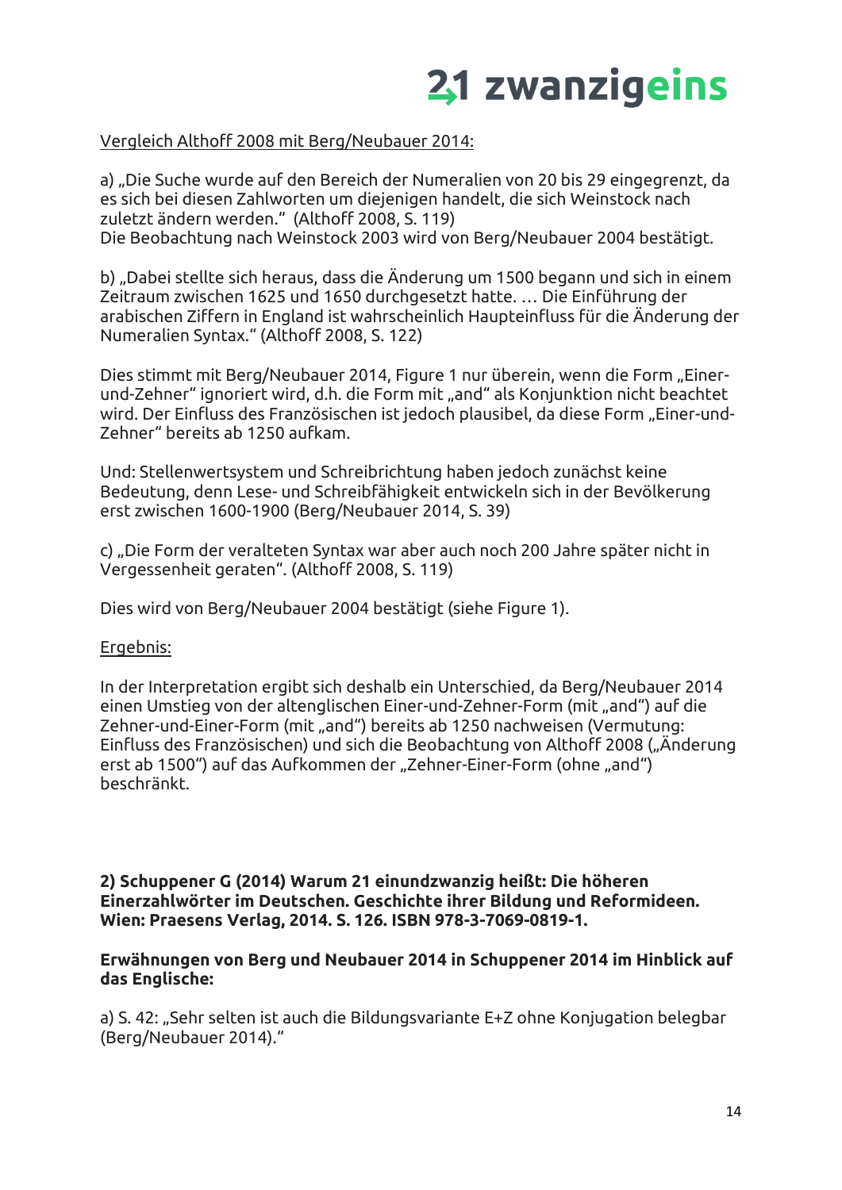<u>Vergleich Althoff 2008 mit Berg/Neubauer 2014:</u>

a) „Die Suche wurde auf den Bereich der Numeralien von 20 bis 29 eingegrenzt, da es sich bei diesen Zahlworten um diejenigen handelt, die sich Weinstock nach zuletzt ändern werden." (Althoff 2008, S. 119)
Die Beobachtung nach Weinstock 2003 wird von Berg/Neubauer 2004 bestätigt.

b) „Dabei stellte sich heraus, dass die Änderung um 1500 begann und sich in einem Zeitraum zwischen 1625 und 1650 durchgesetzt hatte. … Die Einführung der arabischen Ziffern in England ist wahrscheinlich Haupteinfluss für die Änderung der Numeralien Syntax." (Althoff 2008, S. 122)

Dies stimmt mit Berg/Neubauer 2014, Figure 1 nur überein, wenn die Form „Einer-und-Zehner" ignoriert wird, d.h. die Form mit „and" als Konjunktion nicht beachtet wird. Der Einfluss des Französischen ist jedoch plausibel, da diese Form „Einer-und-Zehner" bereits ab 1250 aufkam.

Und: Stellenwertsystem und Schreibrichtung haben jedoch zunächst keine Bedeutung, denn Lese- und Schreibfähigkeit entwickeln sich in der Bevölkerung erst zwischen 1600-1900 (Berg/Neubauer 2014, S. 39)

c) „Die Form der veralteten Syntax war aber auch noch 200 Jahre später nicht in Vergessenheit geraten". (Althoff 2008, S. 119)

Dies wird von Berg/Neubauer 2004 bestätigt (siehe Figure 1).

<u>Ergebnis:</u>

In der Interpretation ergibt sich deshalb ein Unterschied, da Berg/Neubauer 2014 einen Umstieg von der altenglischen Einer-und-Zehner-Form (mit „and") auf die Zehner-und-Einer-Form (mit „and") bereits ab 1250 nachweisen (Vermutung: Einfluss des Französischen) und sich die Beobachtung von Althoff 2008 („Änderung erst ab 1500") auf das Aufkommen der „Zehner-Einer-Form (ohne „and") beschränkt.

**2) Schuppener G (2014) Warum 21 einundzwanzig heißt: Die höheren Einerzahlwörter im Deutschen. Geschichte ihrer Bildung und Reformideen. Wien: Praesens Verlag, 2014. S. 126. ISBN 978-3-7069-0819-1.**

**Erwähnungen von Berg und Neubauer 2014 in Schuppener 2014 im Hinblick auf das Englische:**

a) S. 42: „Sehr selten ist auch die Bildungsvariante E+Z ohne Konjugation belegbar (Berg/Neubauer 2014)."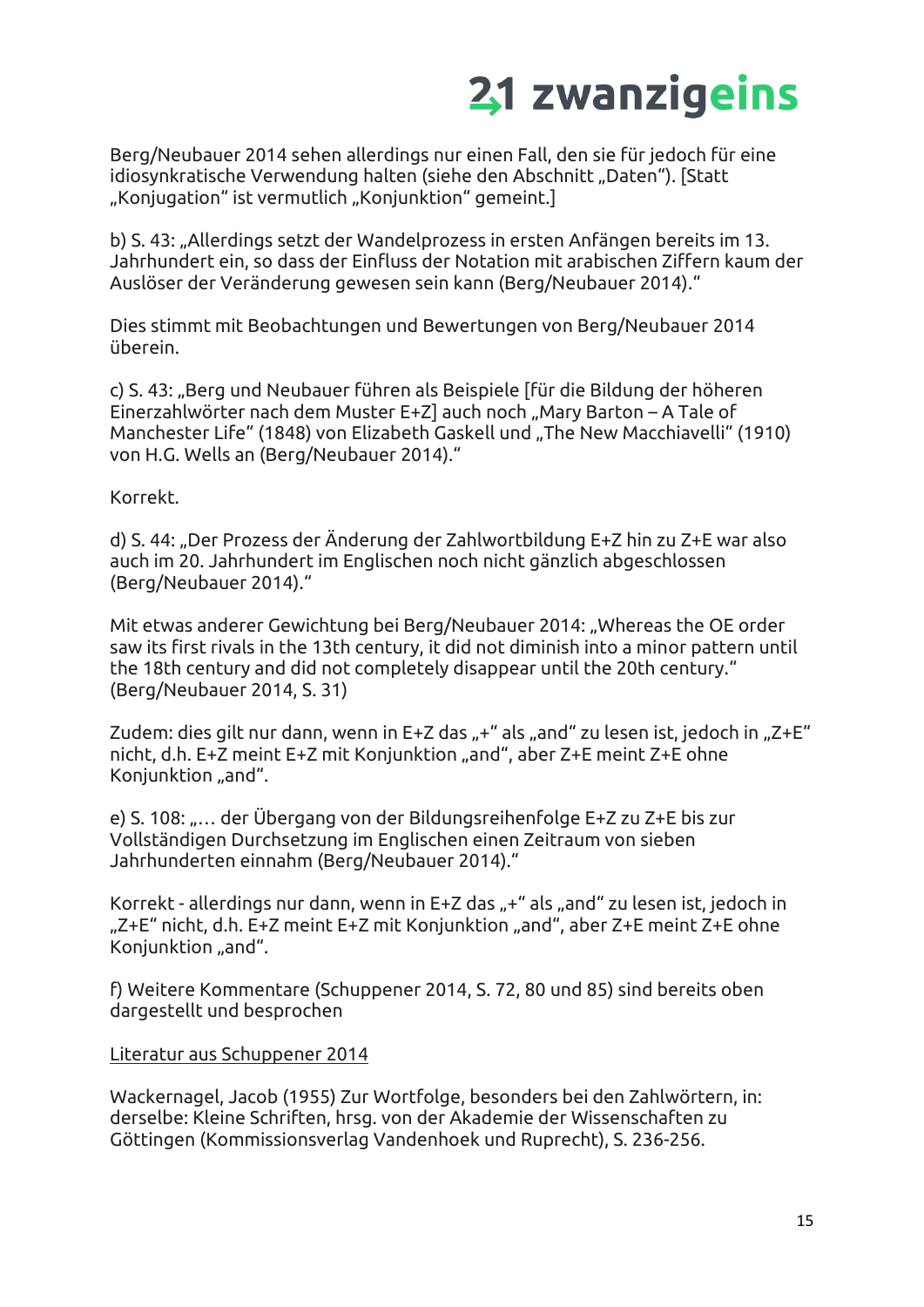Berg/Neubauer 2014 sehen allerdings nur einen Fall, den sie für jedoch für eine idiosynkratische Verwendung halten (siehe den Abschnitt „Daten"). [Statt „Konjugation" ist vermutlich „Konjunktion" gemeint.]

b) S. 43: „Allerdings setzt der Wandelprozess in ersten Anfängen bereits im 13. Jahrhundert ein, so dass der Einfluss der Notation mit arabischen Ziffern kaum der Auslöser der Veränderung gewesen sein kann (Berg/Neubauer 2014)."

Dies stimmt mit Beobachtungen und Bewertungen von Berg/Neubauer 2014 überein.

c) S. 43: „Berg und Neubauer führen als Beispiele [für die Bildung der höheren Einerzahlwörter nach dem Muster E+Z] auch noch „Mary Barton – A Tale of Manchester Life" (1848) von Elizabeth Gaskell und „The New Macchiavelli" (1910) von H.G. Wells an (Berg/Neubauer 2014)."

Korrekt.

d) S. 44: „Der Prozess der Änderung der Zahlwortbildung E+Z hin zu Z+E war also auch im 20. Jahrhundert im Englischen noch nicht gänzlich abgeschlossen (Berg/Neubauer 2014)."

Mit etwas anderer Gewichtung bei Berg/Neubauer 2014: „Whereas the OE order saw its first rivals in the 13th century, it did not diminish into a minor pattern until the 18th century and did not completely disappear until the 20th century." (Berg/Neubauer 2014, S. 31)

Zudem: dies gilt nur dann, wenn in E+Z das „+" als „and" zu lesen ist, jedoch in „Z+E" nicht, d.h. E+Z meint E+Z mit Konjunktion „and", aber Z+E meint Z+E ohne Konjunktion „and".

e) S. 108: „… der Übergang von der Bildungsreihenfolge E+Z zu Z+E bis zur Vollständigen Durchsetzung im Englischen einen Zeitraum von sieben Jahrhunderten einnahm (Berg/Neubauer 2014)."

Korrekt - allerdings nur dann, wenn in E+Z das „+" als „and" zu lesen ist, jedoch in „Z+E" nicht, d.h. E+Z meint E+Z mit Konjunktion „and", aber Z+E meint Z+E ohne Konjunktion „and".

f) Weitere Kommentare (Schuppener 2014, S. 72, 80 und 85) sind bereits oben dargestellt und besprochen

<u>Literatur aus Schuppener 2014</u>

Wackernagel, Jacob (1955) Zur Wortfolge, besonders bei den Zahlwörtern, in: derselbe: Kleine Schriften, hrsg. von der Akademie der Wissenschaften zu Göttingen (Kommissionsverlag Vandenhoek und Ruprecht), S. 236-256.